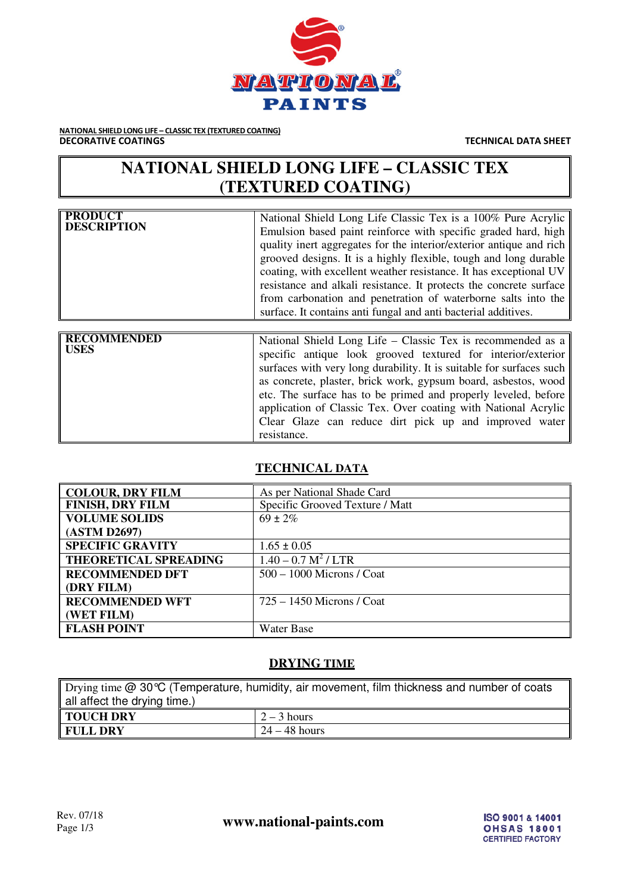NATIONAL SHIELD LONG LIFE – CLASSIC TEX (TEXTURED COATING)
DECORATIVE COATINGS

TECHNICAL DATA SHEET

# NATIONAL SHIELD LONG LIFE – CLASSIC TEX (TEXTURED COATING)

| | |
|---|---|
| **PRODUCT DESCRIPTION** | National Shield Long Life Classic Tex is a 100% Pure Acrylic Emulsion based paint reinforce with specific graded hard, high quality inert aggregates for the interior/exterior antique and rich grooved designs. It is a highly flexible, tough and long durable coating, with excellent weather resistance. It has exceptional UV resistance and alkali resistance. It protects the concrete surface from carbonation and penetration of waterborne salts into the surface. It contains anti fungal and anti bacterial additives. |

| | |
|---|---|
| **RECOMMENDED USES** | National Shield Long Life – Classic Tex is recommended as a specific antique look grooved textured for interior/exterior surfaces with very long durability. It is suitable for surfaces such as concrete, plaster, brick work, gypsum board, asbestos, wood etc. The surface has to be primed and properly leveled, before application of Classic Tex. Over coating with National Acrylic Clear Glaze can reduce dirt pick up and improved water resistance. |

## TECHNICAL DATA

| | |
|---|---|
| **COLOUR, DRY FILM** | As per National Shade Card |
| **FINISH, DRY FILM** | Specific Grooved Texture / Matt |
| **VOLUME SOLIDS (ASTM D2697)** | 69 ± 2% |
| **SPECIFIC GRAVITY** | 1.65 ± 0.05 |
| **THEORETICAL SPREADING** | 1.40 – 0.7 $M^2$ / LTR |
| **RECOMMENDED DFT (DRY FILM)** | 500 – 1000 Microns / Coat |
| **RECOMMENDED WFT (WET FILM)** | 725 – 1450 Microns / Coat |
| **FLASH POINT** | Water Base |

## DRYING TIME

| Drying time @ 30℃ (Temperature, humidity, air movement, film thickness and number of coats all affect the drying time.) | |
|---|---|
| **TOUCH DRY** | 2 – 3 hours |
| **FULL DRY** | 24 – 48 hours |

Rev. 07/18

www.national-paints.com

ISO 9001 & 14001
OHSAS 18001
CERTIFIED FACTORY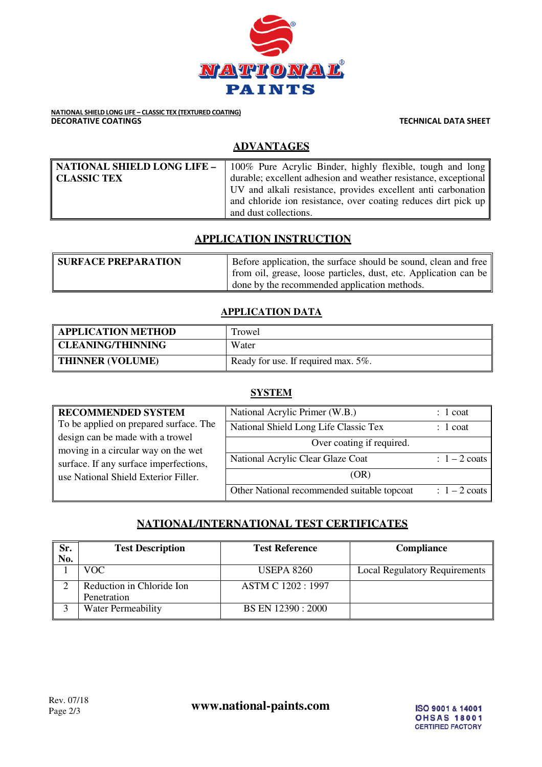**NATIONAL SHIELD LONG LIFE – CLASSIC TEX (TEXTURED COATING)**
**DECORATIVE COATINGS**

**TECHNICAL DATA SHEET**

## ADVANTAGES

| | |
|---|---|
| **NATIONAL SHIELD LONG LIFE – CLASSIC TEX** | 100% Pure Acrylic Binder, highly flexible, tough and long durable; excellent adhesion and weather resistance, exceptional UV and alkali resistance, provides excellent anti carbonation and chloride ion resistance, over coating reduces dirt pick up and dust collections. |

## APPLICATION INSTRUCTION

| | |
|---|---|
| **SURFACE PREPARATION** | Before application, the surface should be sound, clean and free from oil, grease, loose particles, dust, etc. Application can be done by the recommended application methods. |

## APPLICATION DATA

| | |
|---|---|
| **APPLICATION METHOD** | Trowel |
| **CLEANING/THINNING** | Water |
| **THINNER (VOLUME)** | Ready for use. If required max. 5%. |

## SYSTEM

| | | |
|---|---|---|
| **RECOMMENDED SYSTEM** To be applied on prepared surface. The design can be made with a trowel moving in a circular way on the wet surface. If any surface imperfections, use National Shield Exterior Filler. | National Acrylic Primer (W.B.) | : 1 coat |
| | National Shield Long Life Classic Tex | : 1 coat |
| | Over coating if required. | |
| | National Acrylic Clear Glaze Coat | : 1 – 2 coats |
| | (OR) | |
| | Other National recommended suitable topcoat | : 1 – 2 coats |

## NATIONAL/INTERNATIONAL TEST CERTIFICATES

| Sr. No. | Test Description | Test Reference | Compliance |
|---|---|---|---|
| 1 | VOC | USEPA 8260 | Local Regulatory Requirements |
| 2 | Reduction in Chloride Ion Penetration | ASTM C 1202 : 1997 | |
| 3 | Water Permeability | BS EN 12390 : 2000 | |

Rev. 07/18

www.national-paints.com

ISO 9001 & 14001
OHSAS 18001
CERTIFIED FACTORY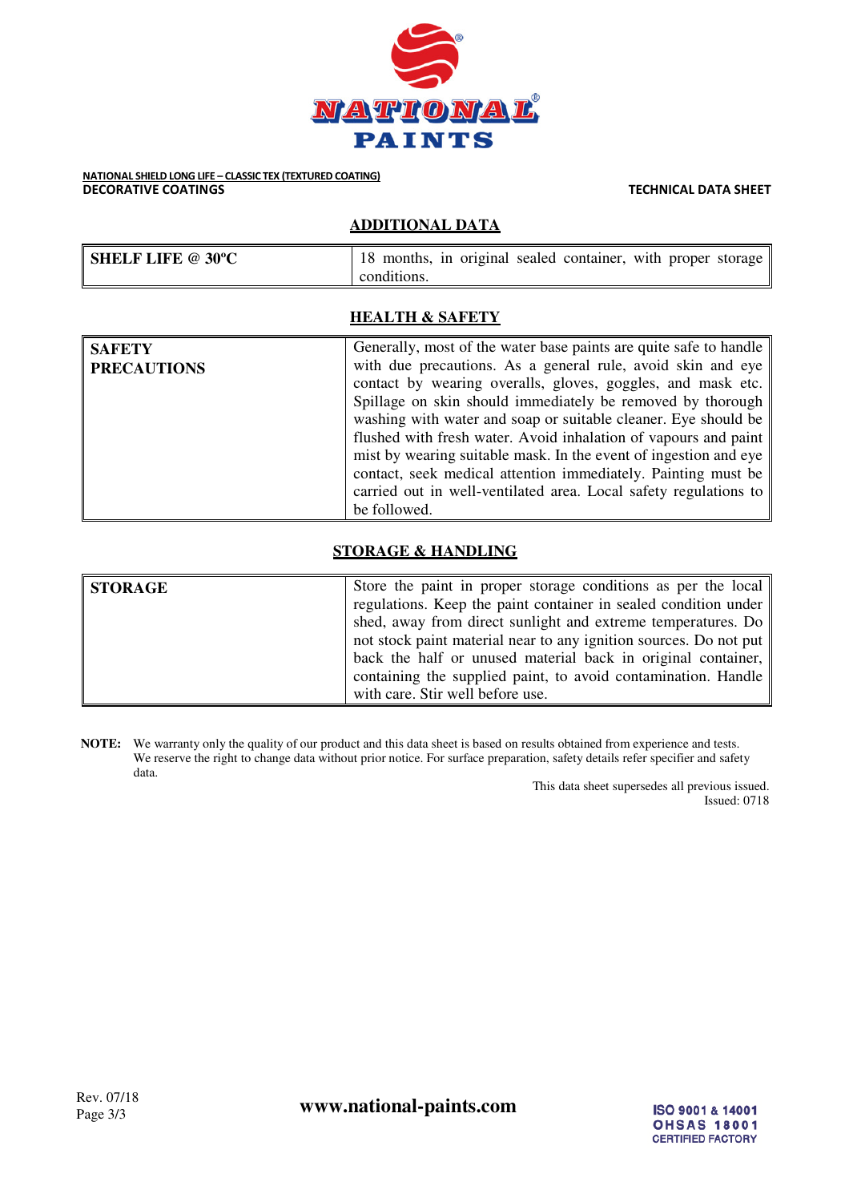**NATIONAL SHIELD LONG LIFE – CLASSIC TEX (TEXTURED COATING)**
**DECORATIVE COATINGS** **TECHNICAL DATA SHEET**

## ADDITIONAL DATA

| | |
|---|---|
| **SHELF LIFE @ 30ºC** | 18 months, in original sealed container, with proper storage conditions. |

## HEALTH & SAFETY

| | |
|---|---|
| **SAFETY PRECAUTIONS** | Generally, most of the water base paints are quite safe to handle with due precautions. As a general rule, avoid skin and eye contact by wearing overalls, gloves, goggles, and mask etc. Spillage on skin should immediately be removed by thorough washing with water and soap or suitable cleaner. Eye should be flushed with fresh water. Avoid inhalation of vapours and paint mist by wearing suitable mask. In the event of ingestion and eye contact, seek medical attention immediately. Painting must be carried out in well-ventilated area. Local safety regulations to be followed. |

## STORAGE & HANDLING

| | |
|---|---|
| **STORAGE** | Store the paint in proper storage conditions as per the local regulations. Keep the paint container in sealed condition under shed, away from direct sunlight and extreme temperatures. Do not stock paint material near to any ignition sources. Do not put back the half or unused material back in original container, containing the supplied paint, to avoid contamination. Handle with care. Stir well before use. |

**NOTE:** We warranty only the quality of our product and this data sheet is based on results obtained from experience and tests. We reserve the right to change data without prior notice. For surface preparation, safety details refer specifier and safety data.

This data sheet supersedes all previous issued.
Issued: 0718

Rev. 07/18

**www.national-paints.com**

ISO 9001 & 14001
OHSAS 18001
CERTIFIED FACTORY